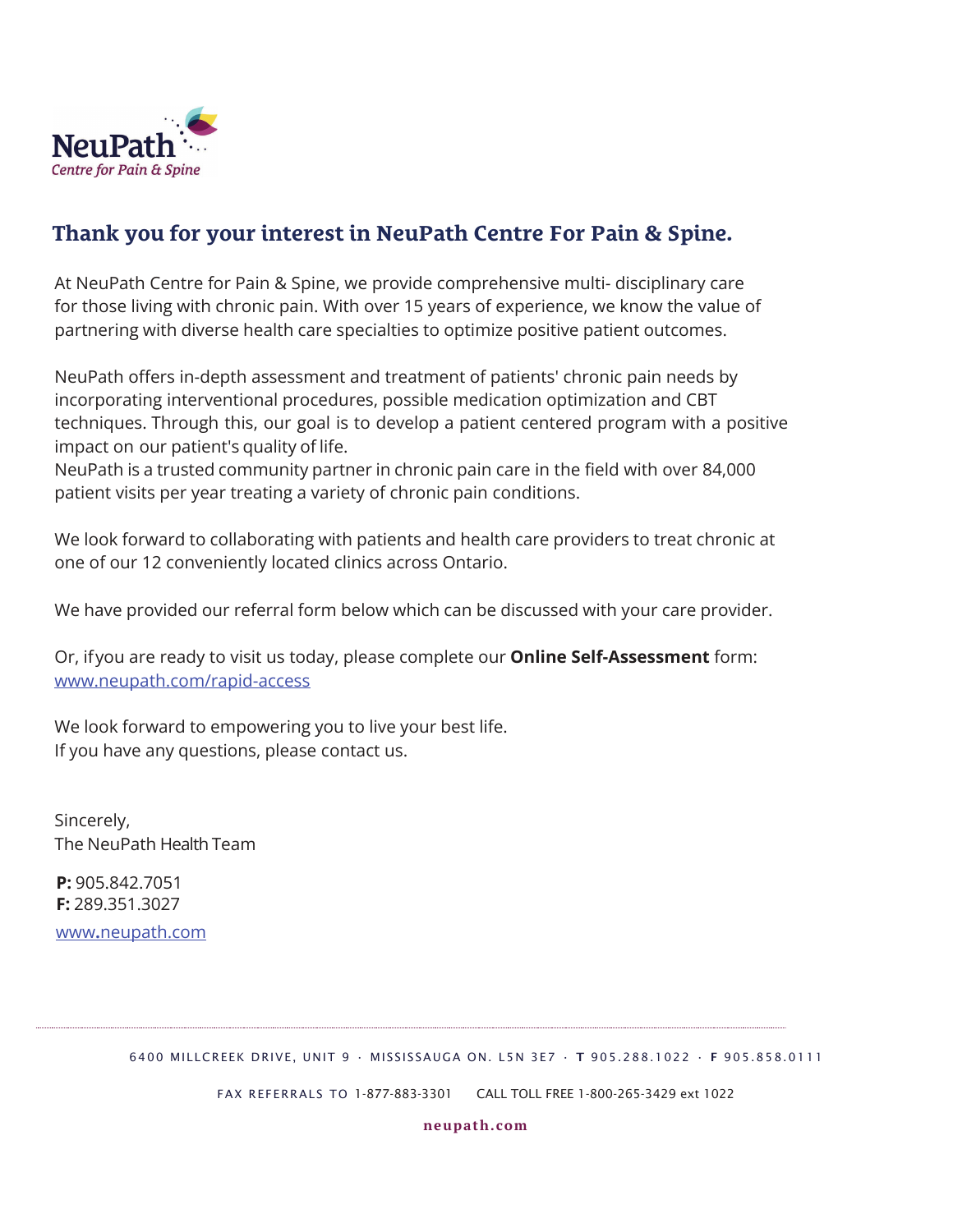NeuPath
*Centre for Pain & Spine*

## Thank you for your interest in NeuPath Centre For Pain & Spine.

At NeuPath Centre for Pain & Spine, we provide comprehensive multi- disciplinary care for those living with chronic pain. With over 15 years of experience, we know the value of partnering with diverse health care specialties to optimize positive patient outcomes.

NeuPath offers in-depth assessment and treatment of patients' chronic pain needs by incorporating interventional procedures, possible medication optimization and CBT techniques. Through this, our goal is to develop a patient centered program with a positive impact on our patient's quality of life.
NeuPath is a trusted community partner in chronic pain care in the field with over 84,000 patient visits per year treating a variety of chronic pain conditions.

We look forward to collaborating with patients and health care providers to treat chronic at one of our 12 conveniently located clinics across Ontario.

We have provided our referral form below which can be discussed with your care provider.

Or, if you are ready to visit us today, please complete our **Online Self-Assessment** form:
[www.neupath.com/rapid-access](www.neupath.com/rapid-access)

We look forward to empowering you to live your best life.
If you have any questions, please contact us.

Sincerely,
The NeuPath Health Team

**P:** 905.842.7051
**F:** 289.351.3027
[www.neupath.com](www.neupath.com)

---

6400 MILLCREEK DRIVE, UNIT 9 · MISSISSAUGA ON. L5N 3E7 · **T** 905.288.1022 · **F** 905.858.0111

FAX REFERRALS TO 1-877-883-3301 CALL TOLL FREE 1-800-265-3429 ext 1022

**neupath.com**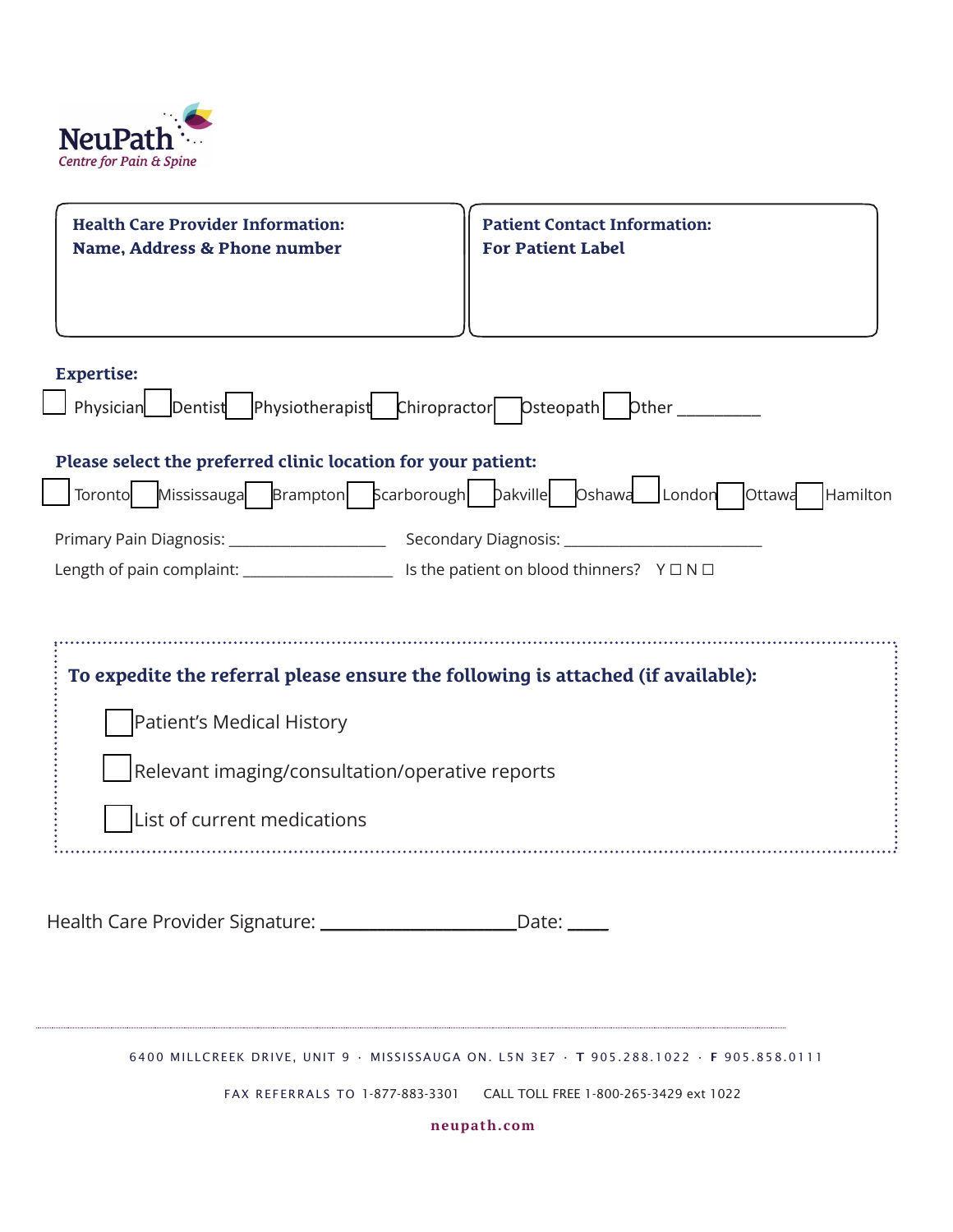NeuPath
*Centre for Pain & Spine*

| **Health Care Provider Information:** **Name, Address & Phone number** | **Patient Contact Information:** **For Patient Label** |
|---|---|
| | |

**Expertise:**

☐ Physician ☐ Dentist ☐ Physiotherapist ☐ Chiropractor ☐ Osteopath ☐ Other __________

**Please select the preferred clinic location for your patient:**

☐ Toronto ☐ Mississauga ☐ Brampton ☐ Scarborough ☐ Oakville ☐ Oshawa ☐ London ☐ Ottawa ☐ Hamilton

Primary Pain Diagnosis: ____________________ Secondary Diagnosis: _________________________

Length of pain complaint: ___________________ Is the patient on blood thinners? Y ☐ N ☐

**To expedite the referral please ensure the following is attached (if available):**

☐ Patient's Medical History

☐ Relevant imaging/consultation/operative reports

☐ List of current medications

Health Care Provider Signature: ______________________ Date: _____

6400 MILLCREEK DRIVE, UNIT 9 · MISSISSAUGA ON. L5N 3E7 · **T** 905.288.1022 · **F** 905.858.0111

FAX REFERRALS TO 1-877-883-3301 CALL TOLL FREE 1-800-265-3429 ext 1022

**neupath.com**